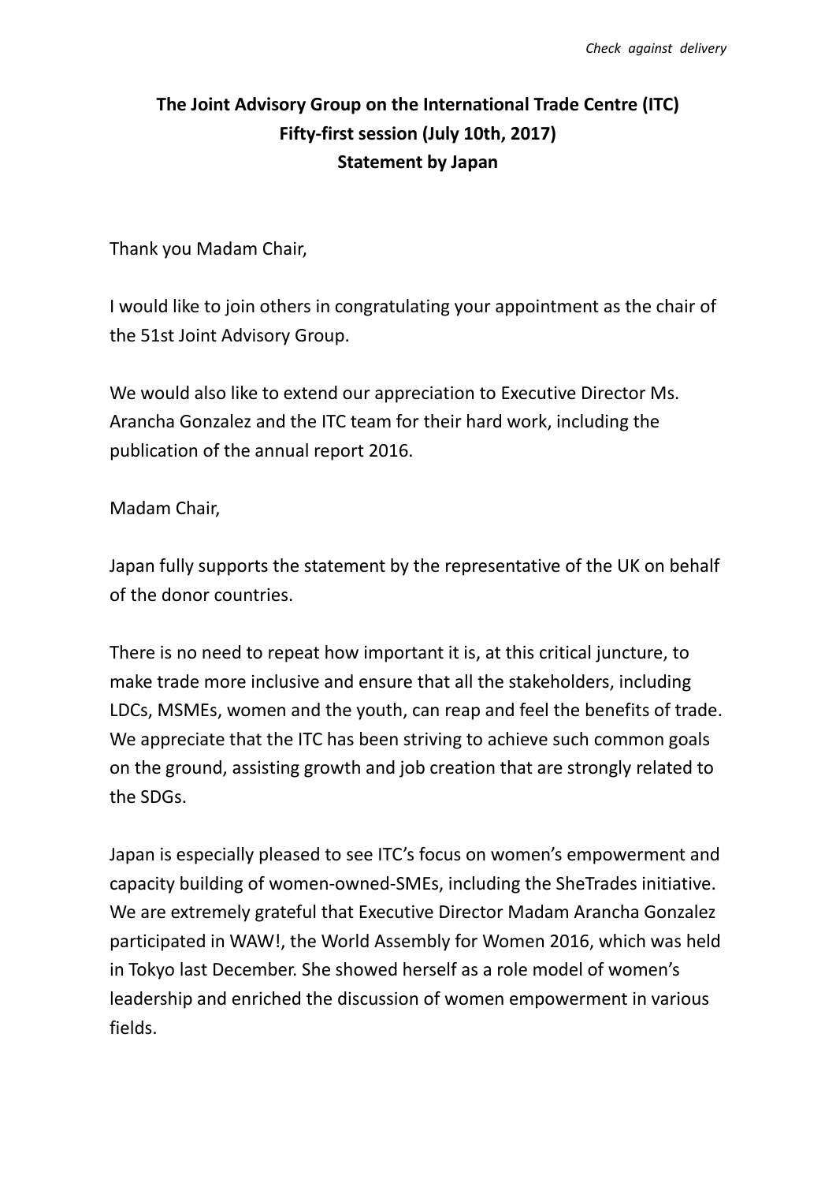*Check against delivery*

**The Joint Advisory Group on the International Trade Centre (ITC)**
**Fifty-first session (July 10th, 2017)**
**Statement by Japan**

Thank you Madam Chair,

I would like to join others in congratulating your appointment as the chair of the 51st Joint Advisory Group.

We would also like to extend our appreciation to Executive Director Ms. Arancha Gonzalez and the ITC team for their hard work, including the publication of the annual report 2016.

Madam Chair,

Japan fully supports the statement by the representative of the UK on behalf of the donor countries.

There is no need to repeat how important it is, at this critical juncture, to make trade more inclusive and ensure that all the stakeholders, including LDCs, MSMEs, women and the youth, can reap and feel the benefits of trade. We appreciate that the ITC has been striving to achieve such common goals on the ground, assisting growth and job creation that are strongly related to the SDGs.

Japan is especially pleased to see ITC's focus on women's empowerment and capacity building of women-owned-SMEs, including the SheTrades initiative. We are extremely grateful that Executive Director Madam Arancha Gonzalez participated in WAW!, the World Assembly for Women 2016, which was held in Tokyo last December. She showed herself as a role model of women's leadership and enriched the discussion of women empowerment in various fields.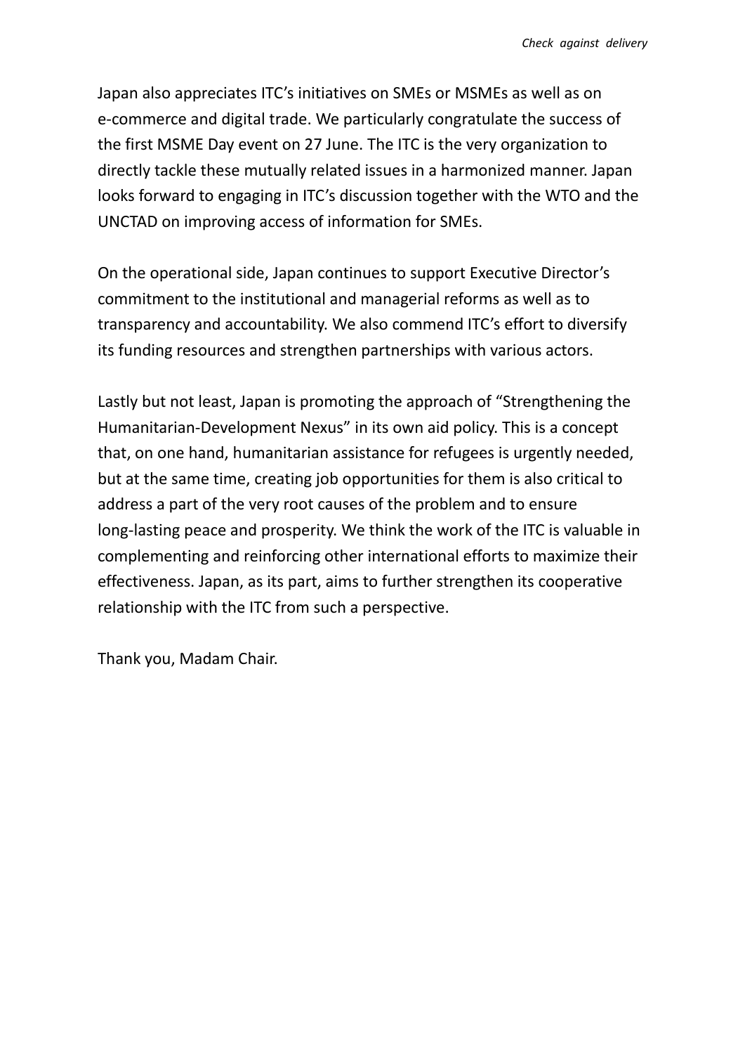*Check against delivery*

Japan also appreciates ITC's initiatives on SMEs or MSMEs as well as on e-commerce and digital trade. We particularly congratulate the success of the first MSME Day event on 27 June. The ITC is the very organization to directly tackle these mutually related issues in a harmonized manner. Japan looks forward to engaging in ITC's discussion together with the WTO and the UNCTAD on improving access of information for SMEs.

On the operational side, Japan continues to support Executive Director's commitment to the institutional and managerial reforms as well as to transparency and accountability. We also commend ITC's effort to diversify its funding resources and strengthen partnerships with various actors.

Lastly but not least, Japan is promoting the approach of "Strengthening the Humanitarian-Development Nexus" in its own aid policy. This is a concept that, on one hand, humanitarian assistance for refugees is urgently needed, but at the same time, creating job opportunities for them is also critical to address a part of the very root causes of the problem and to ensure long-lasting peace and prosperity. We think the work of the ITC is valuable in complementing and reinforcing other international efforts to maximize their effectiveness. Japan, as its part, aims to further strengthen its cooperative relationship with the ITC from such a perspective.

Thank you, Madam Chair.